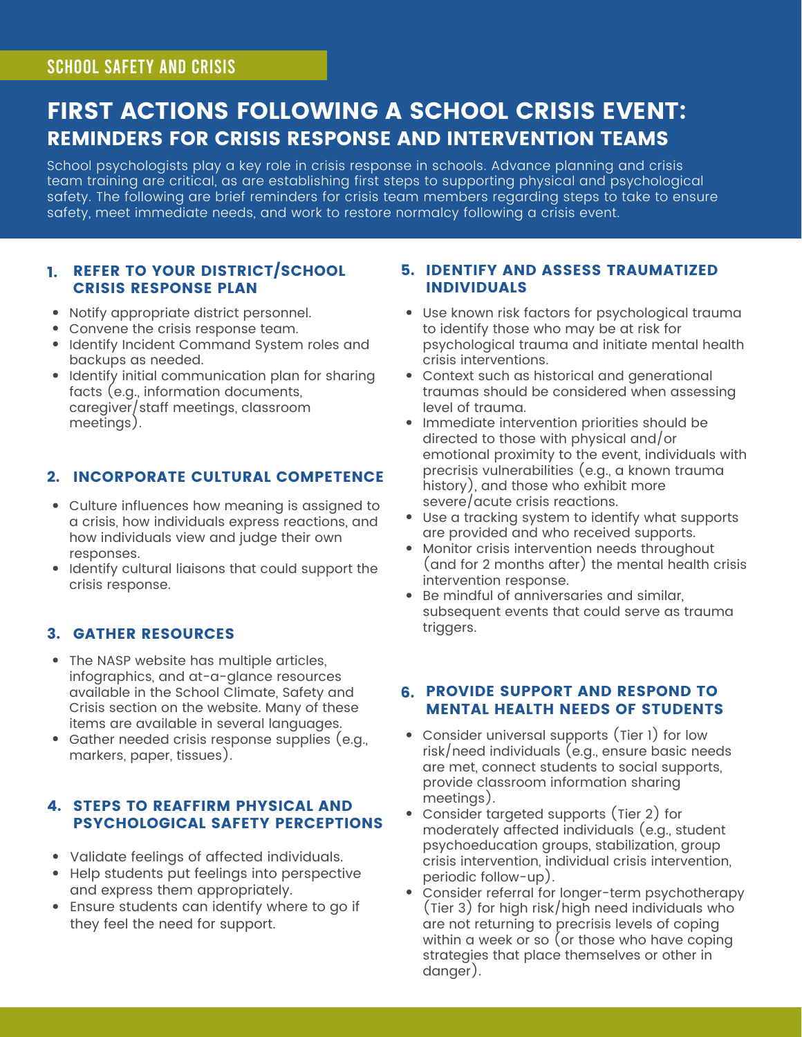SCHOOL SAFETY AND CRISIS

# FIRST ACTIONS FOLLOWING A SCHOOL CRISIS EVENT:

## REMINDERS FOR CRISIS RESPONSE AND INTERVENTION TEAMS

School psychologists play a key role in crisis response in schools. Advance planning and crisis team training are critical, as are establishing first steps to supporting physical and psychological safety. The following are brief reminders for crisis team members regarding steps to take to ensure safety, meet immediate needs, and work to restore normalcy following a crisis event.

### 1. REFER TO YOUR DISTRICT/SCHOOL CRISIS RESPONSE PLAN

- Notify appropriate district personnel.
- Convene the crisis response team.
- Identify Incident Command System roles and backups as needed.
- Identify initial communication plan for sharing facts (e.g., information documents, caregiver/staff meetings, classroom meetings).

### 2. INCORPORATE CULTURAL COMPETENCE

- Culture influences how meaning is assigned to a crisis, how individuals express reactions, and how individuals view and judge their own responses.
- Identify cultural liaisons that could support the crisis response.

### 3. GATHER RESOURCES

- The NASP website has multiple articles, infographics, and at-a-glance resources available in the School Climate, Safety and Crisis section on the website. Many of these items are available in several languages.
- Gather needed crisis response supplies (e.g., markers, paper, tissues).

### 4. STEPS TO REAFFIRM PHYSICAL AND PSYCHOLOGICAL SAFETY PERCEPTIONS

- Validate feelings of affected individuals.
- Help students put feelings into perspective and express them appropriately.
- Ensure students can identify where to go if they feel the need for support.

### 5. IDENTIFY AND ASSESS TRAUMATIZED INDIVIDUALS

- Use known risk factors for psychological trauma to identify those who may be at risk for psychological trauma and initiate mental health crisis interventions.
- Context such as historical and generational traumas should be considered when assessing level of trauma.
- Immediate intervention priorities should be directed to those with physical and/or emotional proximity to the event, individuals with precrisis vulnerabilities (e.g., a known trauma history), and those who exhibit more severe/acute crisis reactions.
- Use a tracking system to identify what supports are provided and who received supports.
- Monitor crisis intervention needs throughout (and for 2 months after) the mental health crisis intervention response.
- Be mindful of anniversaries and similar, subsequent events that could serve as trauma triggers.

### 6. PROVIDE SUPPORT AND RESPOND TO MENTAL HEALTH NEEDS OF STUDENTS

- Consider universal supports (Tier 1) for low risk/need individuals (e.g., ensure basic needs are met, connect students to social supports, provide classroom information sharing meetings).
- Consider targeted supports (Tier 2) for moderately affected individuals (e.g., student psychoeducation groups, stabilization, group crisis intervention, individual crisis intervention, periodic follow-up).
- Consider referral for longer-term psychotherapy (Tier 3) for high risk/high need individuals who are not returning to precrisis levels of coping within a week or so (or those who have coping strategies that place themselves or other in danger).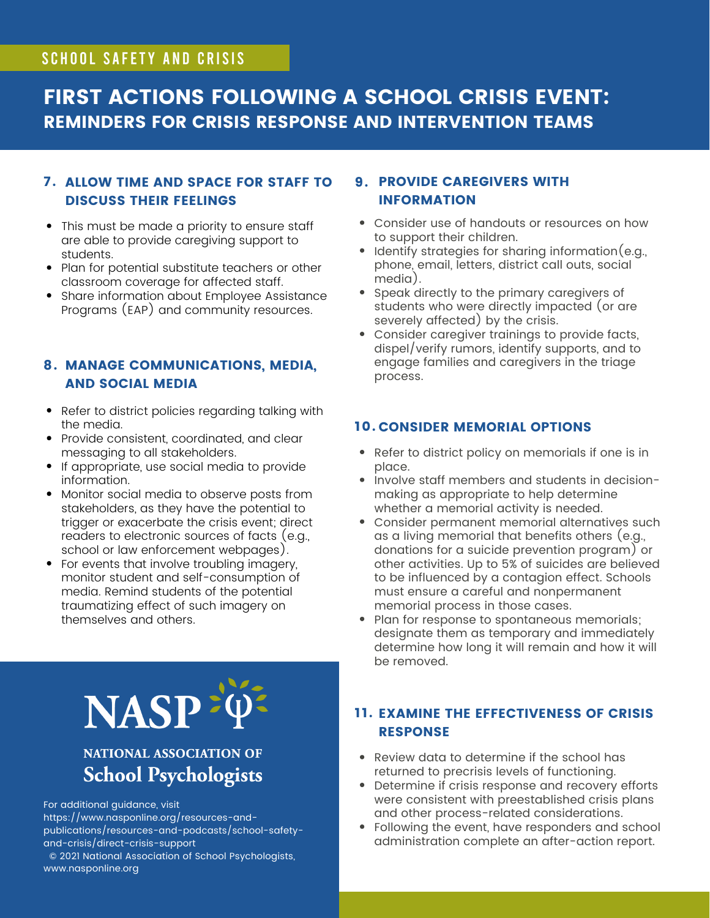SCHOOL SAFETY AND CRISIS

# FIRST ACTIONS FOLLOWING A SCHOOL CRISIS EVENT:
## REMINDERS FOR CRISIS RESPONSE AND INTERVENTION TEAMS

### 7. ALLOW TIME AND SPACE FOR STAFF TO DISCUSS THEIR FEELINGS

- This must be made a priority to ensure staff are able to provide caregiving support to students.
- Plan for potential substitute teachers or other classroom coverage for affected staff.
- Share information about Employee Assistance Programs (EAP) and community resources.

### 8. MANAGE COMMUNICATIONS, MEDIA, AND SOCIAL MEDIA

- Refer to district policies regarding talking with the media.
- Provide consistent, coordinated, and clear messaging to all stakeholders.
- If appropriate, use social media to provide information.
- Monitor social media to observe posts from stakeholders, as they have the potential to trigger or exacerbate the crisis event; direct readers to electronic sources of facts (e.g., school or law enforcement webpages).
- For events that involve troubling imagery, monitor student and self-consumption of media. Remind students of the potential traumatizing effect of such imagery on themselves and others.

NASP

NATIONAL ASSOCIATION OF School Psychologists

For additional guidance, visit https://www.nasponline.org/resources-and-publications/resources-and-podcasts/school-safety-and-crisis/direct-crisis-support
© 2021 National Association of School Psychologists, www.nasponline.org

### 9. PROVIDE CAREGIVERS WITH INFORMATION

- Consider use of handouts or resources on how to support their children.
- Identify strategies for sharing information(e.g., phone, email, letters, district call outs, social media).
- Speak directly to the primary caregivers of students who were directly impacted (or are severely affected) by the crisis.
- Consider caregiver trainings to provide facts, dispel/verify rumors, identify supports, and to engage families and caregivers in the triage process.

### 10. CONSIDER MEMORIAL OPTIONS

- Refer to district policy on memorials if one is in place.
- Involve staff members and students in decision-making as appropriate to help determine whether a memorial activity is needed.
- Consider permanent memorial alternatives such as a living memorial that benefits others (e.g., donations for a suicide prevention program) or other activities. Up to 5% of suicides are believed to be influenced by a contagion effect. Schools must ensure a careful and nonpermanent memorial process in those cases.
- Plan for response to spontaneous memorials; designate them as temporary and immediately determine how long it will remain and how it will be removed.

### 11. EXAMINE THE EFFECTIVENESS OF CRISIS RESPONSE

- Review data to determine if the school has returned to precrisis levels of functioning.
- Determine if crisis response and recovery efforts were consistent with preestablished crisis plans and other process-related considerations.
- Following the event, have responders and school administration complete an after-action report.